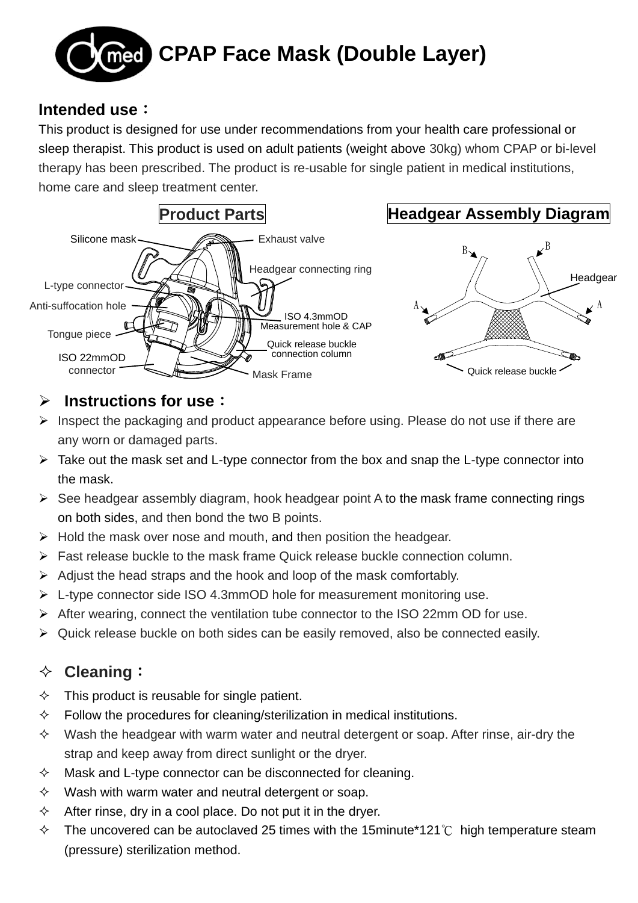# CPAP Face Mask (Double Layer)

## Intended use：

This product is designed for use under recommendations from your health care professional or sleep therapist. This product is used on adult patients (weight above 30kg) whom CPAP or bi-level therapy has been prescribed. The product is re-usable for single patient in medical institutions, home care and sleep treatment center.

**Product Parts**

Silicone mask
Exhaust valve
Headgear connecting ring
L-type connector
Anti-suffocation hole
ISO 4.3mmOD Measurement hole & CAP
Tongue piece
Quick release buckle connection column
ISO 22mmOD connector
Mask Frame

**Headgear Assembly Diagram**

B
B
Headgear
A
A
Quick release buckle

## Instructions for use：

- Inspect the packaging and product appearance before using. Please do not use if there are any worn or damaged parts.
- Take out the mask set and L-type connector from the box and snap the L-type connector into the mask.
- See headgear assembly diagram, hook headgear point A to the mask frame connecting rings on both sides, and then bond the two B points.
- Hold the mask over nose and mouth, and then position the headgear.
- Fast release buckle to the mask frame Quick release buckle connection column.
- Adjust the head straps and the hook and loop of the mask comfortably.
- L-type connector side ISO 4.3mmOD hole for measurement monitoring use.
- After wearing, connect the ventilation tube connector to the ISO 22mm OD for use.
- Quick release buckle on both sides can be easily removed, also be connected easily.

## Cleaning：

- This product is reusable for single patient.
- Follow the procedures for cleaning/sterilization in medical institutions.
- Wash the headgear with warm water and neutral detergent or soap. After rinse, air-dry the strap and keep away from direct sunlight or the dryer.
- Mask and L-type connector can be disconnected for cleaning.
- Wash with warm water and neutral detergent or soap.
- After rinse, dry in a cool place. Do not put it in the dryer.
- The uncovered can be autoclaved 25 times with the 15minute*121℃ high temperature steam (pressure) sterilization method.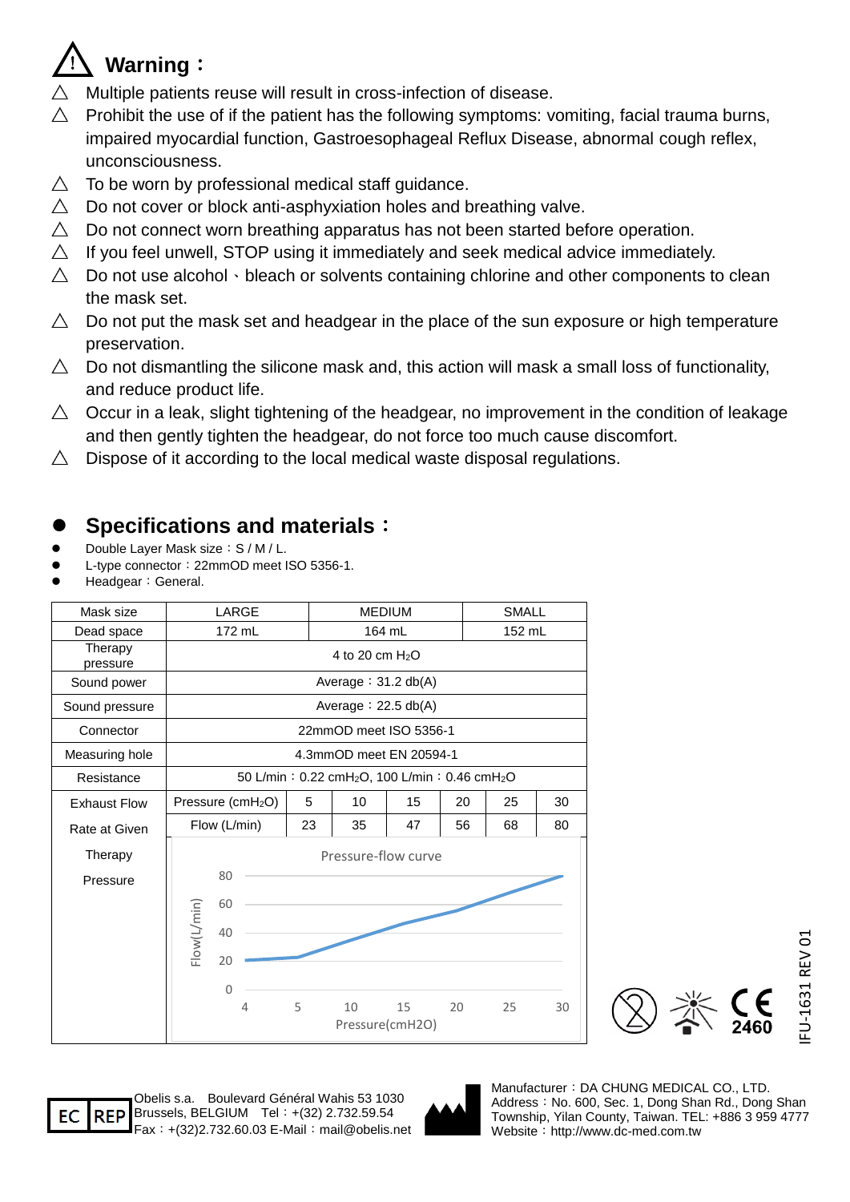## ⚠ Warning：

- △ Multiple patients reuse will result in cross-infection of disease.
- △ Prohibit the use of if the patient has the following symptoms: vomiting, facial trauma burns, impaired myocardial function, Gastroesophageal Reflux Disease, abnormal cough reflex, unconsciousness.
- △ To be worn by professional medical staff guidance.
- △ Do not cover or block anti-asphyxiation holes and breathing valve.
- △ Do not connect worn breathing apparatus has not been started before operation.
- △ If you feel unwell, STOP using it immediately and seek medical advice immediately.
- △ Do not use alcohol、bleach or solvents containing chlorine and other components to clean the mask set.
- △ Do not put the mask set and headgear in the place of the sun exposure or high temperature preservation.
- △ Do not dismantling the silicone mask and, this action will mask a small loss of functionality, and reduce product life.
- △ Occur in a leak, slight tightening of the headgear, no improvement in the condition of leakage and then gently tighten the headgear, do not force too much cause discomfort.
- △ Dispose of it according to the local medical waste disposal regulations.

## Specifications and materials：

- Double Layer Mask size：S / M / L.
- L-type connector：22mmOD meet ISO 5356-1.
- Headgear：General.

| Mask size | LARGE | | MEDIUM | | | SMALL | |
|---|---|---|---|---|---|---|---|
| Dead space | 172 mL | | 164 mL | | | 152 mL | |
| Therapy pressure | 4 to 20 cm $H_2O$ | | | | | | |
| Sound power | Average：31.2 db(A) | | | | | | |
| Sound pressure | Average：22.5 db(A) | | | | | | |
| Connector | 22mmOD meet ISO 5356-1 | | | | | | |
| Measuring hole | 4.3mmOD meet EN 20594-1 | | | | | | |
| Resistance | 50 L/min：0.22 cm$H_2O$, 100 L/min：0.46 cm$H_2O$ | | | | | | |
| Exhaust Flow Rate at Given Therapy Pressure | Pressure (cm$H_2O$) | 5 | 10 | 15 | 20 | 25 | 30 |
| | Flow (L/min) | 23 | 35 | 47 | 56 | 68 | 80 |

Pressure-flow curve

Flow(L/min)

80
60
40
20
0

4 5 10 15 20 25 30

Pressure(cmH2O)

CE 2460

IFU-1631 REV 01

EC REP Obelis s.a. Boulevard Général Wahis 53 1030 Brussels, BELGIUM Tel：+(32) 2.732.59.54 Fax：+(32)2.732.60.03 E-Mail：mail@obelis.net

Manufacturer：DA CHUNG MEDICAL CO., LTD.
Address：No. 600, Sec. 1, Dong Shan Rd., Dong Shan Township, Yilan County, Taiwan. TEL: +886 3 959 4777
Website：http://www.dc-med.com.tw